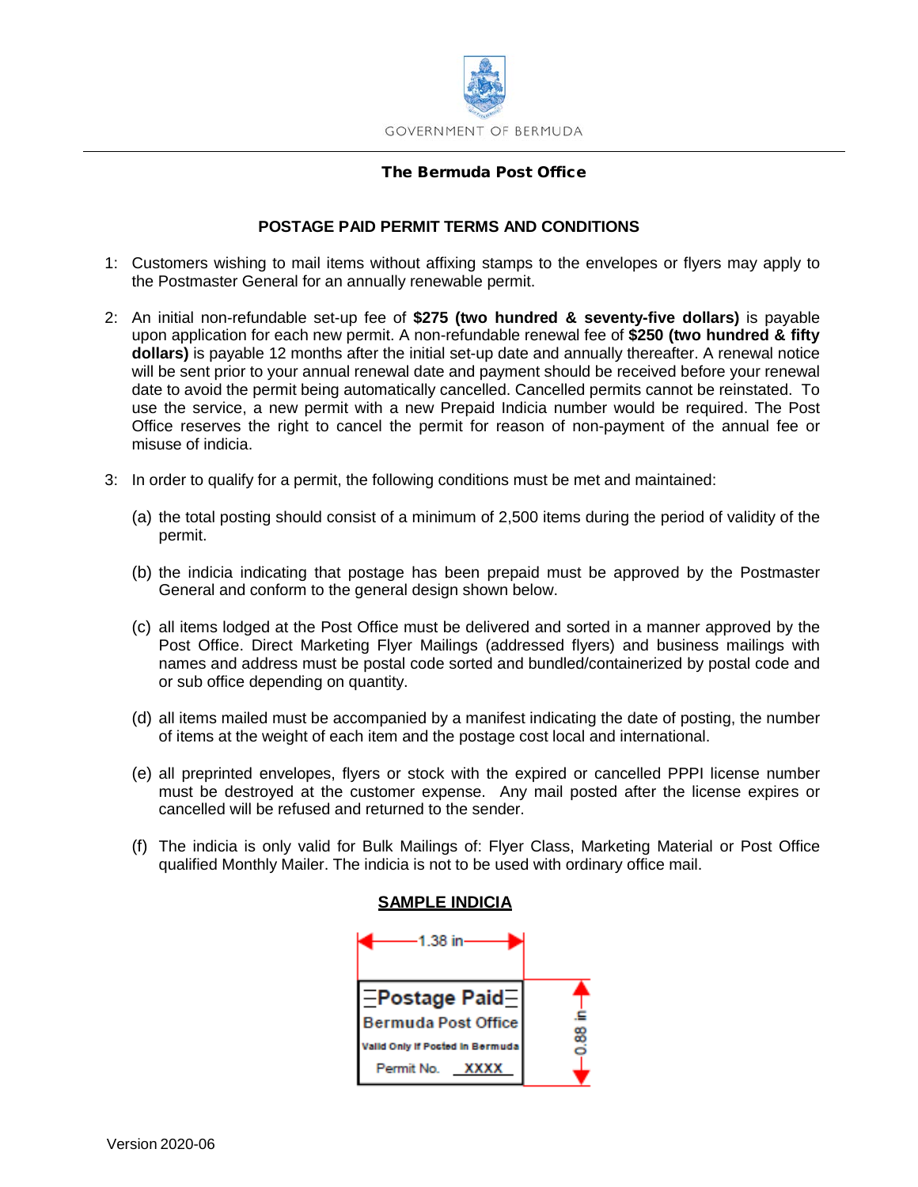GOVERNMENT OF BERMUDA

**The Bermuda Post Office**

## POSTAGE PAID PERMIT TERMS AND CONDITIONS

1: Customers wishing to mail items without affixing stamps to the envelopes or flyers may apply to the Postmaster General for an annually renewable permit.

2: An initial non-refundable set-up fee of **$275 (two hundred & seventy-five dollars)** is payable upon application for each new permit. A non-refundable renewal fee of **$250 (two hundred & fifty dollars)** is payable 12 months after the initial set-up date and annually thereafter. A renewal notice will be sent prior to your annual renewal date and payment should be received before your renewal date to avoid the permit being automatically cancelled. Cancelled permits cannot be reinstated. To use the service, a new permit with a new Prepaid Indicia number would be required. The Post Office reserves the right to cancel the permit for reason of non-payment of the annual fee or misuse of indicia.

3: In order to qualify for a permit, the following conditions must be met and maintained:

(a) the total posting should consist of a minimum of 2,500 items during the period of validity of the permit.

(b) the indicia indicating that postage has been prepaid must be approved by the Postmaster General and conform to the general design shown below.

(c) all items lodged at the Post Office must be delivered and sorted in a manner approved by the Post Office. Direct Marketing Flyer Mailings (addressed flyers) and business mailings with names and address must be postal code sorted and bundled/containerized by postal code and or sub office depending on quantity.

(d) all items mailed must be accompanied by a manifest indicating the date of posting, the number of items at the weight of each item and the postage cost local and international.

(e) all preprinted envelopes, flyers or stock with the expired or cancelled PPPI license number must be destroyed at the customer expense. Any mail posted after the license expires or cancelled will be refused and returned to the sender.

(f) The indicia is only valid for Bulk Mailings of: Flyer Class, Marketing Material or Post Office qualified Monthly Mailer. The indicia is not to be used with ordinary office mail.

**SAMPLE INDICIA**

1.38 in

**Postage Paid**
**Bermuda Post Office**
Valid Only If Posted In Bermuda
Permit No. XXXX

0.88 in

Version 2020-06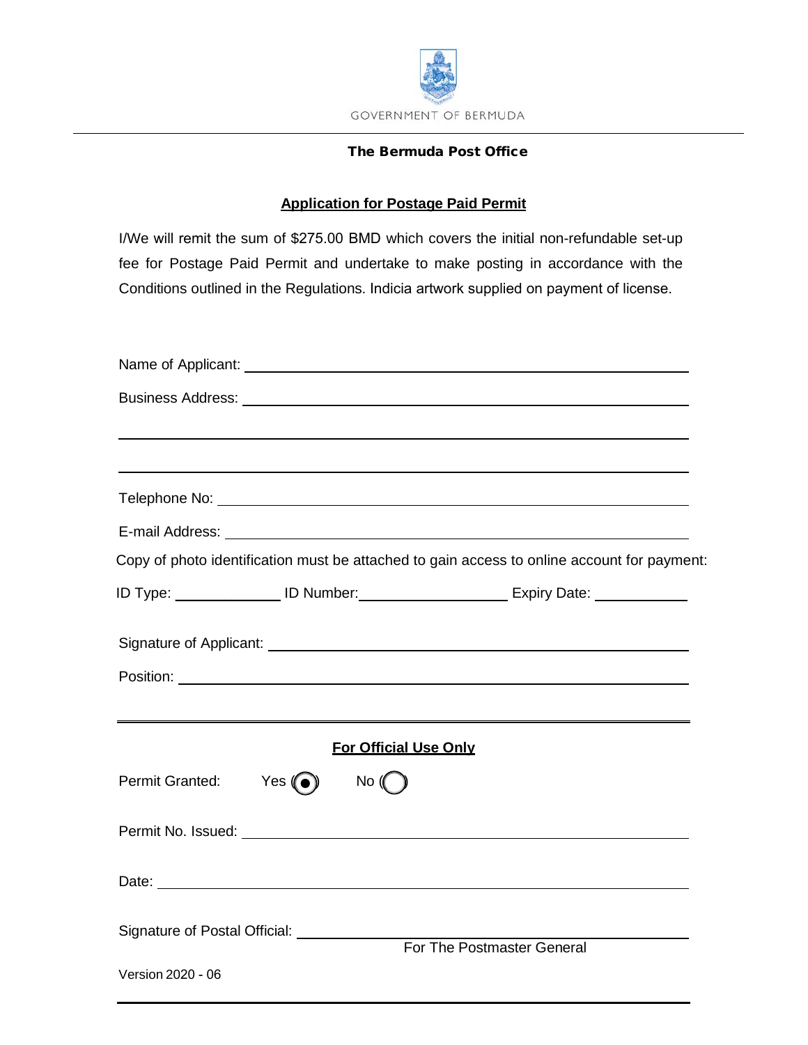GOVERNMENT OF BERMUDA

**The Bermuda Post Office**

## Application for Postage Paid Permit

I/We will remit the sum of $275.00 BMD which covers the initial non-refundable set-up fee for Postage Paid Permit and undertake to make posting in accordance with the Conditions outlined in the Regulations. Indicia artwork supplied on payment of license.

Name of Applicant: ______________________________________________

Business Address: ______________________________________________

______________________________________________

______________________________________________

Telephone No: ______________________________________________

E-mail Address: ______________________________________________

Copy of photo identification must be attached to gain access to online account for payment:

ID Type: ____________ ID Number: ________________ Expiry Date: __________

Signature of Applicant: ______________________________________________

Position: ______________________________________________

---

### For Official Use Only

Permit Granted: Yes (●) No ( )

Permit No. Issued: ______________________________________________

Date: ______________________________________________

Signature of Postal Official: ______________________________________________
For The Postmaster General

Version 2020 - 06